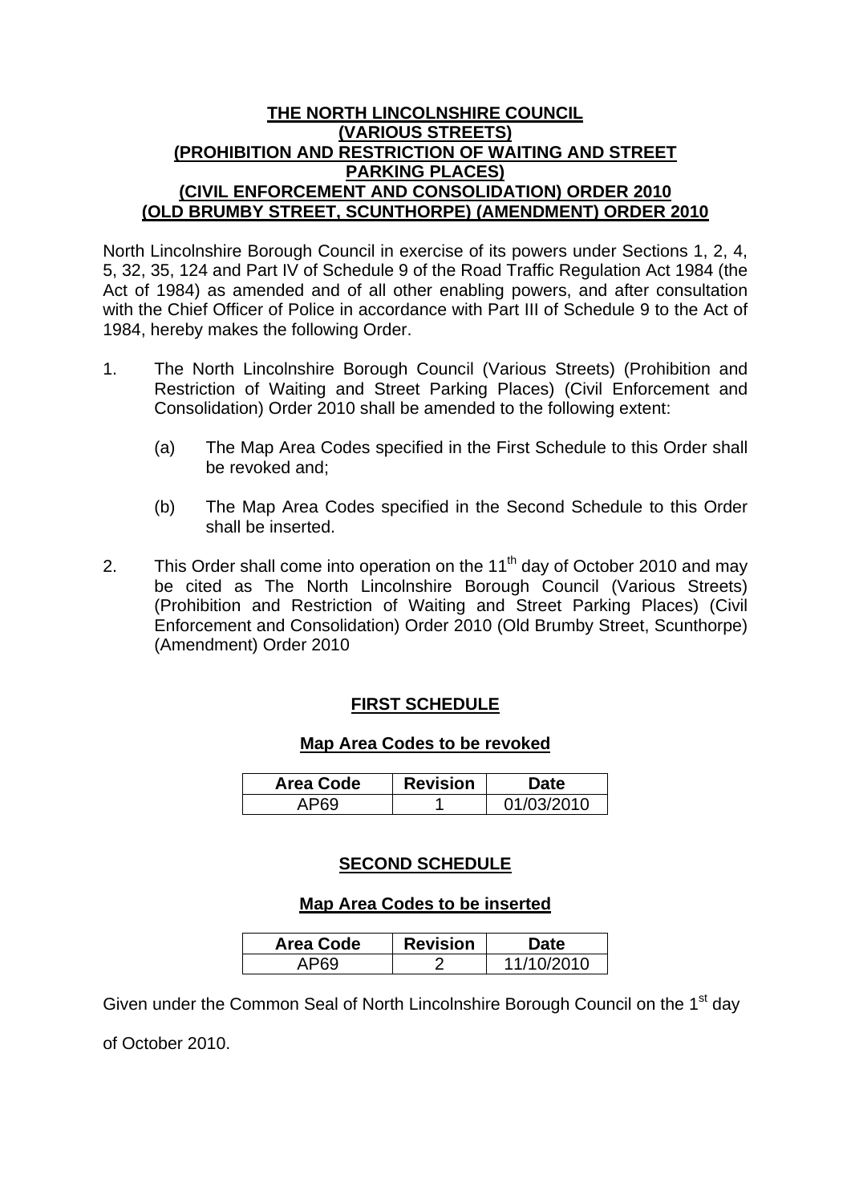# THE NORTH LINCOLNSHIRE COUNCIL (VARIOUS STREETS) (PROHIBITION AND RESTRICTION OF WAITING AND STREET PARKING PLACES) (CIVIL ENFORCEMENT AND CONSOLIDATION) ORDER 2010 (OLD BRUMBY STREET, SCUNTHORPE) (AMENDMENT) ORDER 2010

North Lincolnshire Borough Council in exercise of its powers under Sections 1, 2, 4, 5, 32, 35, 124 and Part IV of Schedule 9 of the Road Traffic Regulation Act 1984 (the Act of 1984) as amended and of all other enabling powers, and after consultation with the Chief Officer of Police in accordance with Part III of Schedule 9 to the Act of 1984, hereby makes the following Order.

1. The North Lincolnshire Borough Council (Various Streets) (Prohibition and Restriction of Waiting and Street Parking Places) (Civil Enforcement and Consolidation) Order 2010 shall be amended to the following extent:

   (a) The Map Area Codes specified in the First Schedule to this Order shall be revoked and;

   (b) The Map Area Codes specified in the Second Schedule to this Order shall be inserted.

2. This Order shall come into operation on the 11th day of October 2010 and may be cited as The North Lincolnshire Borough Council (Various Streets) (Prohibition and Restriction of Waiting and Street Parking Places) (Civil Enforcement and Consolidation) Order 2010 (Old Brumby Street, Scunthorpe) (Amendment) Order 2010

## FIRST SCHEDULE

### Map Area Codes to be revoked

| Area Code | Revision | Date |
|---|---|---|
| AP69 | 1 | 01/03/2010 |

## SECOND SCHEDULE

### Map Area Codes to be inserted

| Area Code | Revision | Date |
|---|---|---|
| AP69 | 2 | 11/10/2010 |

Given under the Common Seal of North Lincolnshire Borough Council on the 1st day of October 2010.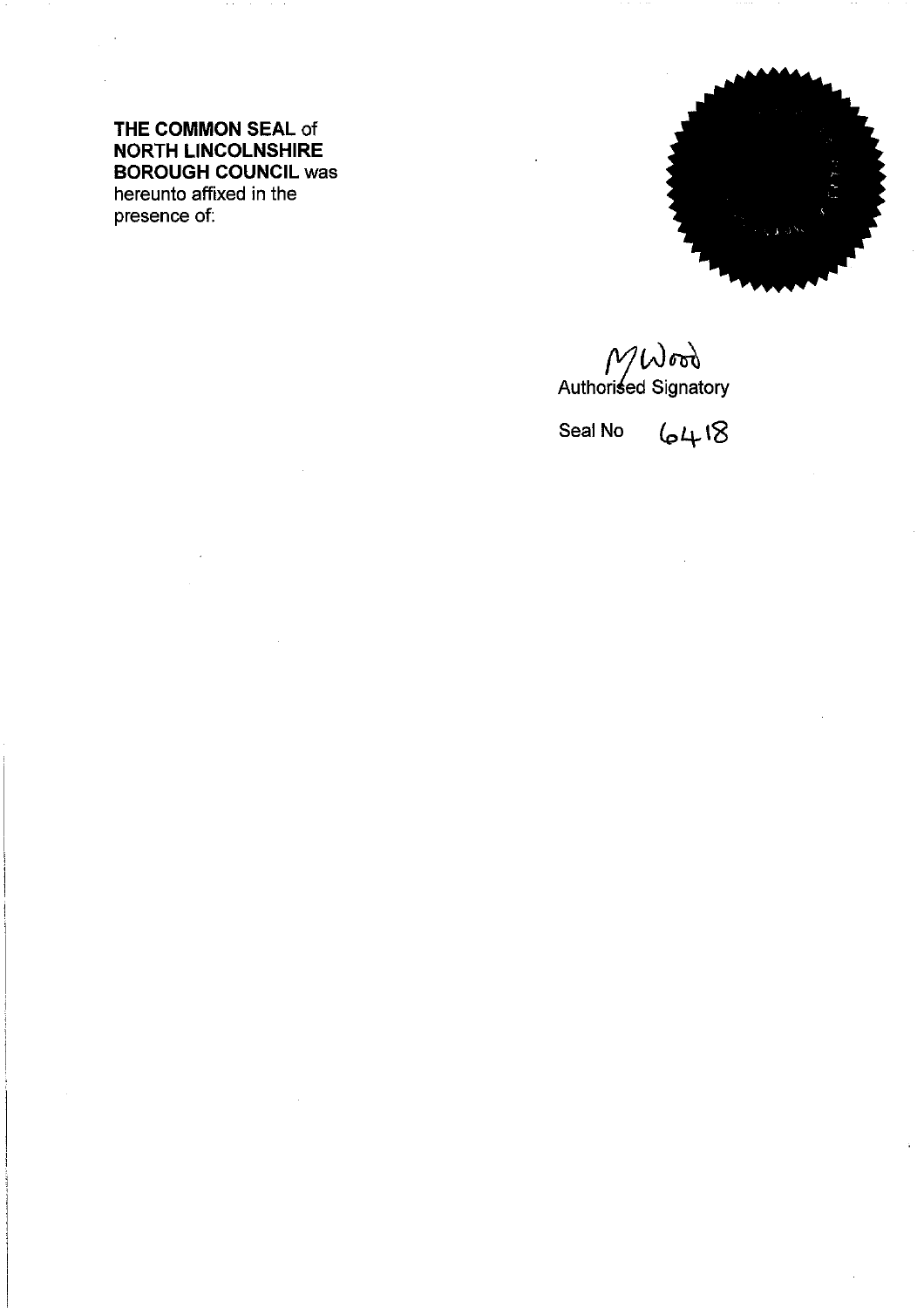**THE COMMON SEAL** of **NORTH LINCOLNSHIRE BOROUGH COUNCIL** was hereunto affixed in the presence of:

M Wood
Authorised Signatory

Seal No 6418